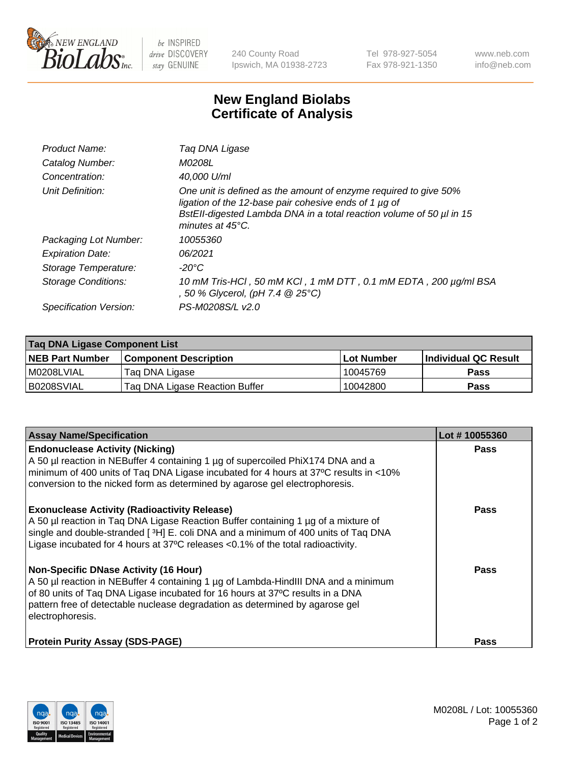# New England Biolabs Certificate of Analysis

| | |
|---|---|
| Product Name: | Taq DNA Ligase |
| Catalog Number: | M0208L |
| Concentration: | 40,000 U/ml |
| Unit Definition: | One unit is defined as the amount of enzyme required to give 50% ligation of the 12-base pair cohesive ends of 1 µg of BstEII-digested Lambda DNA in a total reaction volume of 50 µl in 15 minutes at 45°C. |
| Packaging Lot Number: | 10055360 |
| Expiration Date: | 06/2021 |
| Storage Temperature: | -20°C |
| Storage Conditions: | 10 mM Tris-HCl , 50 mM KCl , 1 mM DTT , 0.1 mM EDTA , 200 µg/ml BSA , 50 % Glycerol, (pH 7.4 @ 25°C) |
| Specification Version: | PS-M0208S/L v2.0 |

| Taq DNA Ligase Component List | | | |
|---|---|---|---|
| **NEB Part Number** | **Component Description** | **Lot Number** | **Individual QC Result** |
| M0208LVIAL | Taq DNA Ligase | 10045769 | Pass |
| B0208SVIAL | Taq DNA Ligase Reaction Buffer | 10042800 | Pass |

| Assay Name/Specification | Lot # 10055360 |
|---|---|
| **Endonuclease Activity (Nicking)**<br>A 50 µl reaction in NEBuffer 4 containing 1 µg of supercoiled PhiX174 DNA and a minimum of 400 units of Taq DNA Ligase incubated for 4 hours at 37ºC results in <10% conversion to the nicked form as determined by agarose gel electrophoresis. | Pass |
| **Exonuclease Activity (Radioactivity Release)**<br>A 50 µl reaction in Taq DNA Ligase Reaction Buffer containing 1 µg of a mixture of single and double-stranded [ $^3$H] E. coli DNA and a minimum of 400 units of Taq DNA Ligase incubated for 4 hours at 37ºC releases <0.1% of the total radioactivity. | Pass |
| **Non-Specific DNase Activity (16 Hour)**<br>A 50 µl reaction in NEBuffer 4 containing 1 µg of Lambda-HindIII DNA and a minimum of 80 units of Taq DNA Ligase incubated for 16 hours at 37ºC results in a DNA pattern free of detectable nuclease degradation as determined by agarose gel electrophoresis. | Pass |
| **Protein Purity Assay (SDS-PAGE)** | Pass |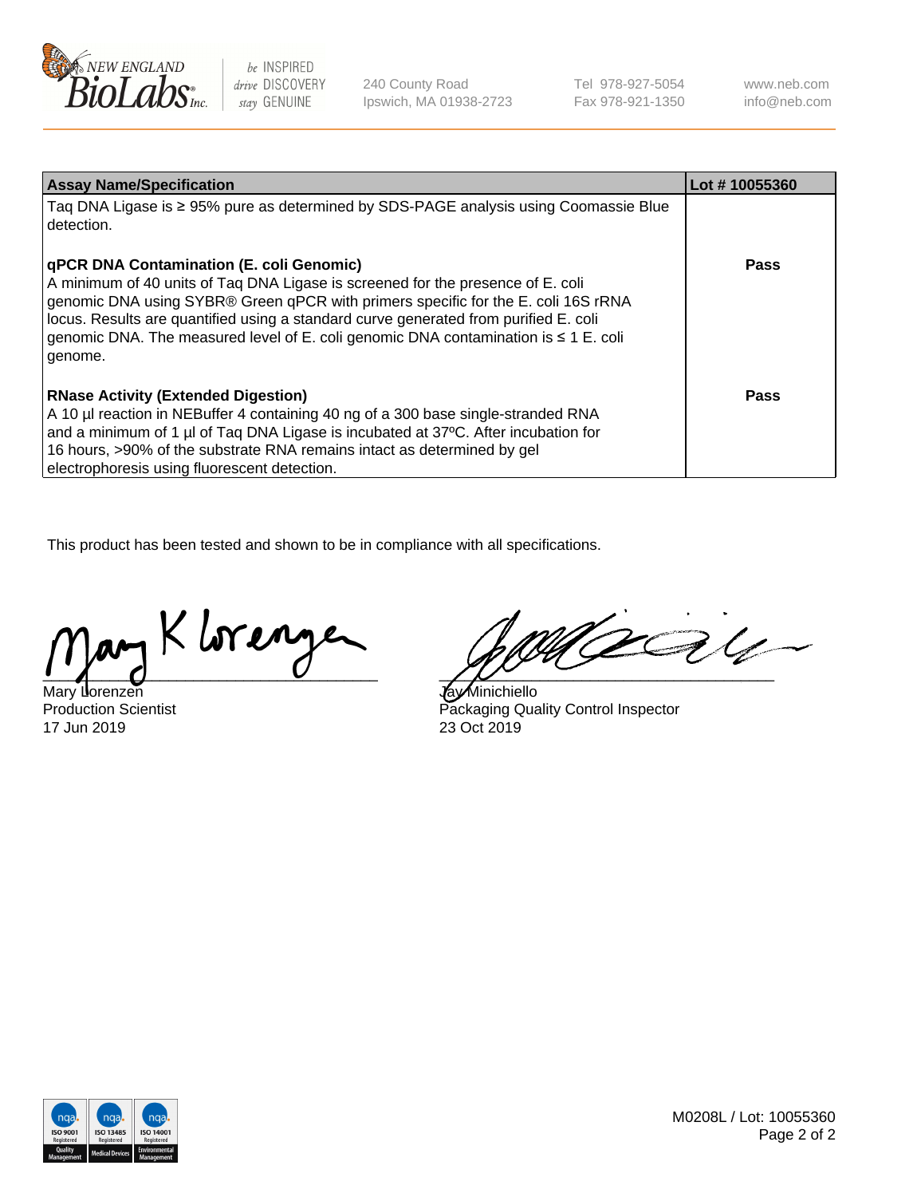| Assay Name/Specification | Lot # 10055360 |
|---|---|
| Taq DNA Ligase is ≥ 95% pure as determined by SDS-PAGE analysis using Coomassie Blue detection. | |
| **qPCR DNA Contamination (E. coli Genomic)**<br>A minimum of 40 units of Taq DNA Ligase is screened for the presence of E. coli genomic DNA using SYBR® Green qPCR with primers specific for the E. coli 16S rRNA locus. Results are quantified using a standard curve generated from purified E. coli genomic DNA. The measured level of E. coli genomic DNA contamination is ≤ 1 E. coli genome. | **Pass** |
| **RNase Activity (Extended Digestion)**<br>A 10 µl reaction in NEBuffer 4 containing 40 ng of a 300 base single-stranded RNA and a minimum of 1 µl of Taq DNA Ligase is incubated at 37ºC. After incubation for 16 hours, >90% of the substrate RNA remains intact as determined by gel electrophoresis using fluorescent detection. | **Pass** |

This product has been tested and shown to be in compliance with all specifications.

Mary Lorenzen
Production Scientist
17 Jun 2019

Jay Minichiello
Packaging Quality Control Inspector
23 Oct 2019

M0208L / Lot: 10055360